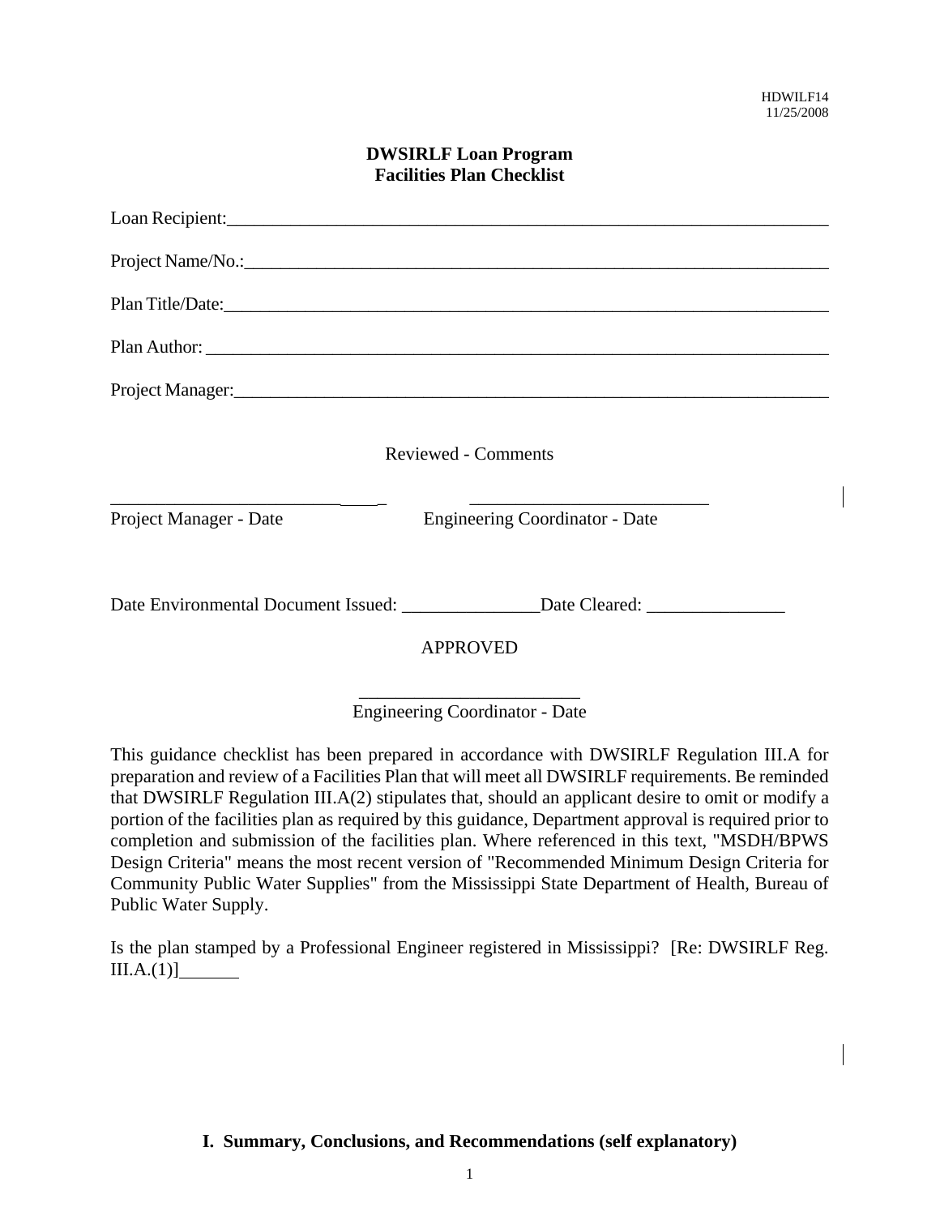HDWILF14
11/25/2008

# DWSIRLF Loan Program
# Facilities Plan Checklist

Loan Recipient:_______________________________________________________________

Project Name/No.:_____________________________________________________________

Plan Title/Date:_______________________________________________________________

Plan Author: _________________________________________________________________

Project Manager:______________________________________________________________

Reviewed - Comments

_______________________________ _______________________________
Project Manager - Date Engineering Coordinator - Date

Date Environmental Document Issued: _______________Date Cleared: _______________

APPROVED

_________________________
Engineering Coordinator - Date

This guidance checklist has been prepared in accordance with DWSIRLF Regulation III.A for preparation and review of a Facilities Plan that will meet all DWSIRLF requirements. Be reminded that DWSIRLF Regulation III.A(2) stipulates that, should an applicant desire to omit or modify a portion of the facilities plan as required by this guidance, Department approval is required prior to completion and submission of the facilities plan. Where referenced in this text, "MSDH/BPWS Design Criteria" means the most recent version of "Recommended Minimum Design Criteria for Community Public Water Supplies" from the Mississippi State Department of Health, Bureau of Public Water Supply.

Is the plan stamped by a Professional Engineer registered in Mississippi? [Re: DWSIRLF Reg. III.A.(1)]_______

## I. Summary, Conclusions, and Recommendations (self explanatory)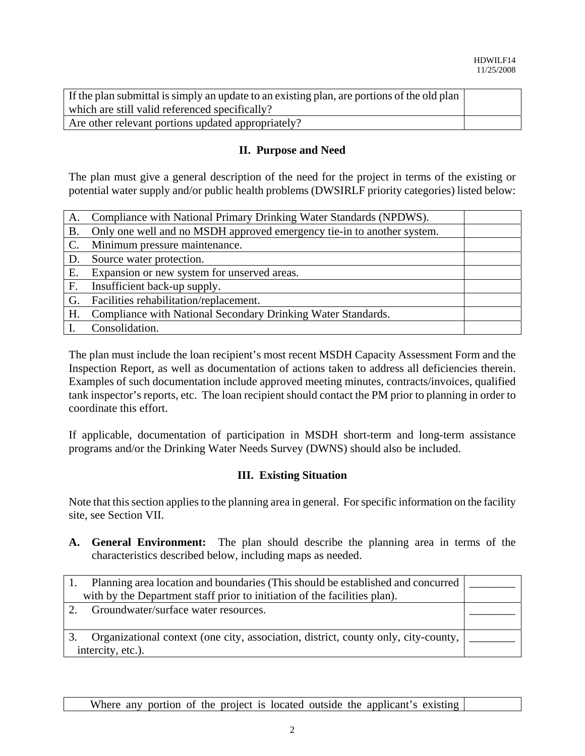| | |
|---|---|
| If the plan submittal is simply an update to an existing plan, are portions of the old plan which are still valid referenced specifically? | |
| Are other relevant portions updated appropriately? | |

## II. Purpose and Need

The plan must give a general description of the need for the project in terms of the existing or potential water supply and/or public health problems (DWSIRLF priority categories) listed below:

| | |
|---|---|
| A. Compliance with National Primary Drinking Water Standards (NPDWS). | |
| B. Only one well and no MSDH approved emergency tie-in to another system. | |
| C. Minimum pressure maintenance. | |
| D. Source water protection. | |
| E. Expansion or new system for unserved areas. | |
| F. Insufficient back-up supply. | |
| G. Facilities rehabilitation/replacement. | |
| H. Compliance with National Secondary Drinking Water Standards. | |
| I. Consolidation. | |

The plan must include the loan recipient's most recent MSDH Capacity Assessment Form and the Inspection Report, as well as documentation of actions taken to address all deficiencies therein. Examples of such documentation include approved meeting minutes, contracts/invoices, qualified tank inspector's reports, etc. The loan recipient should contact the PM prior to planning in order to coordinate this effort.

If applicable, documentation of participation in MSDH short-term and long-term assistance programs and/or the Drinking Water Needs Survey (DWNS) should also be included.

## III. Existing Situation

Note that this section applies to the planning area in general. For specific information on the facility site, see Section VII.

**A. General Environment:** The plan should describe the planning area in terms of the characteristics described below, including maps as needed.

| | |
|---|---|
| 1. Planning area location and boundaries (This should be established and concurred with by the Department staff prior to initiation of the facilities plan). | ________ |
| 2. Groundwater/surface water resources. | ________ |
| 3. Organizational context (one city, association, district, county only, city-county, intercity, etc.). | ________ |

| | |
|---|---|
| Where any portion of the project is located outside the applicant's existing | |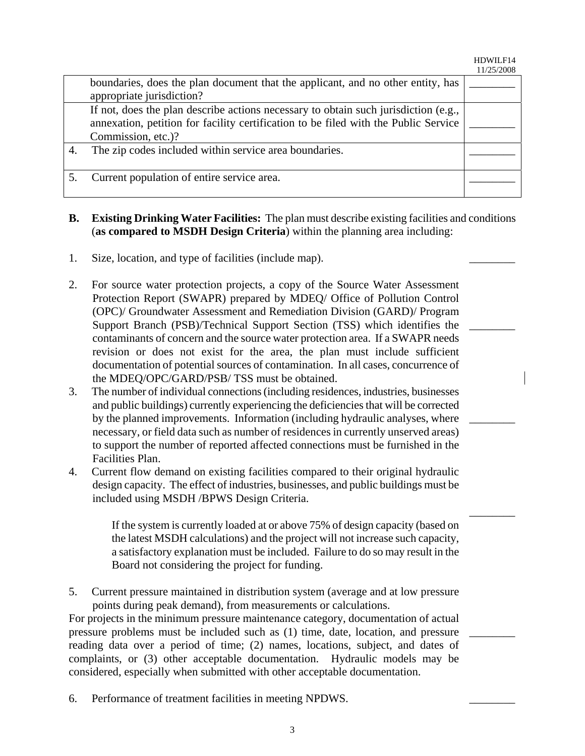| | | |
|---|---|---|
| | boundaries, does the plan document that the applicant, and no other entity, has appropriate jurisdiction? | ________ |
| | If not, does the plan describe actions necessary to obtain such jurisdiction (e.g., annexation, petition for facility certification to be filed with the Public Service Commission, etc.)? | ________ |
| 4. | The zip codes included within service area boundaries. | ________ |
| 5. | Current population of entire service area. | ________ |

**B. Existing Drinking Water Facilities:** The plan must describe existing facilities and conditions (**as compared to MSDH Design Criteria**) within the planning area including:

1. Size, location, and type of facilities (include map). ________

2. For source water protection projects, a copy of the Source Water Assessment Protection Report (SWAPR) prepared by MDEQ/ Office of Pollution Control (OPC)/ Groundwater Assessment and Remediation Division (GARD)/ Program Support Branch (PSB)/Technical Support Section (TSS) which identifies the contaminants of concern and the source water protection area. If a SWAPR needs revision or does not exist for the area, the plan must include sufficient documentation of potential sources of contamination. In all cases, concurrence of the MDEQ/OPC/GARD/PSB/ TSS must be obtained. ________

3. The number of individual connections (including residences, industries, businesses and public buildings) currently experiencing the deficiencies that will be corrected by the planned improvements. Information (including hydraulic analyses, where necessary, or field data such as number of residences in currently unserved areas) to support the number of reported affected connections must be furnished in the Facilities Plan. ________

4. Current flow demand on existing facilities compared to their original hydraulic design capacity. The effect of industries, businesses, and public buildings must be included using MSDH /BPWS Design Criteria.

   If the system is currently loaded at or above 75% of design capacity (based on the latest MSDH calculations) and the project will not increase such capacity, a satisfactory explanation must be included. Failure to do so may result in the Board not considering the project for funding. ________

5. Current pressure maintained in distribution system (average and at low pressure points during peak demand), from measurements or calculations.

For projects in the minimum pressure maintenance category, documentation of actual pressure problems must be included such as (1) time, date, location, and pressure reading data over a period of time; (2) names, locations, subject, and dates of complaints, or (3) other acceptable documentation. Hydraulic models may be considered, especially when submitted with other acceptable documentation. ________

6. Performance of treatment facilities in meeting NPDWS. ________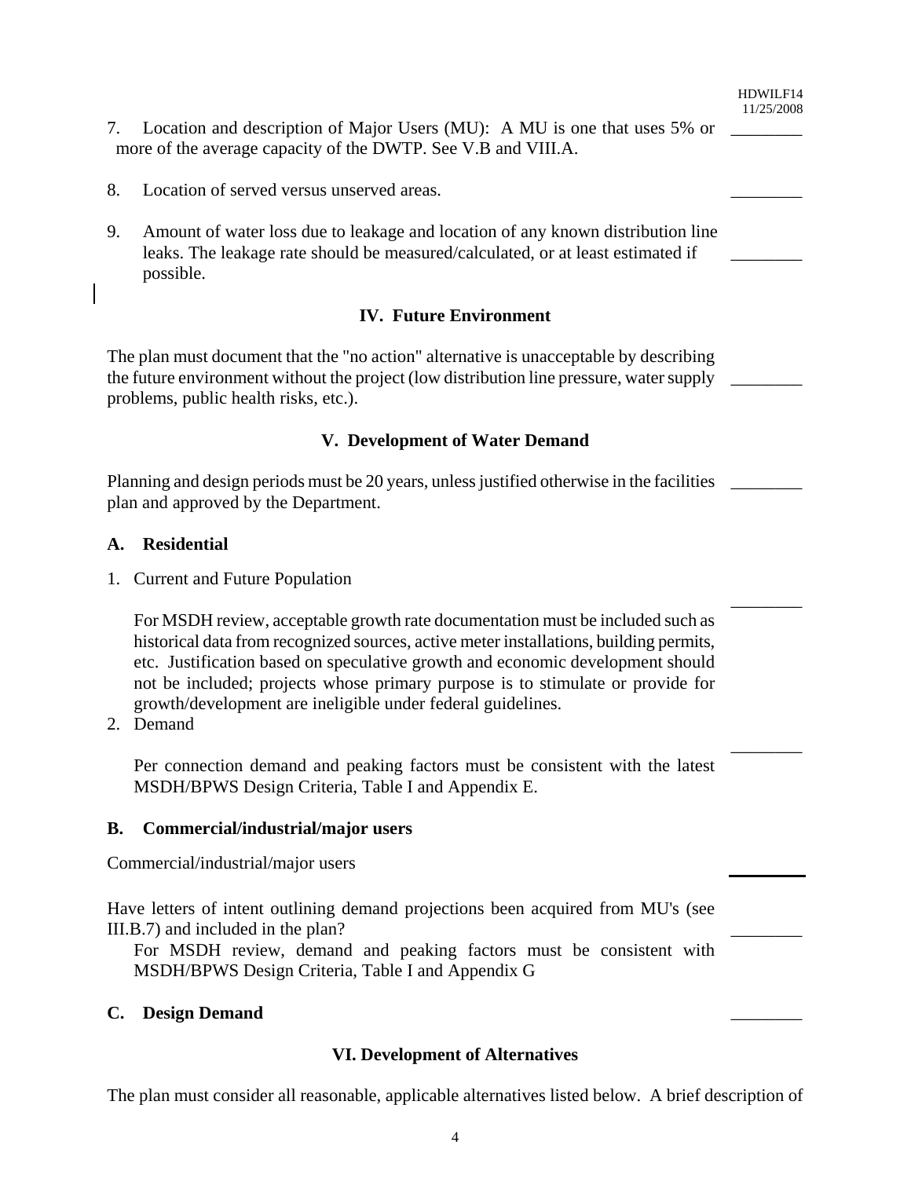7. Location and description of Major Users (MU): A MU is one that uses 5% or more of the average capacity of the DWTP. See V.B and VIII.A. ________

8. Location of served versus unserved areas. ________

9. Amount of water loss due to leakage and location of any known distribution line leaks. The leakage rate should be measured/calculated, or at least estimated if possible. ________

## IV. Future Environment

The plan must document that the "no action" alternative is unacceptable by describing the future environment without the project (low distribution line pressure, water supply problems, public health risks, etc.). ________

## V. Development of Water Demand

Planning and design periods must be 20 years, unless justified otherwise in the facilities plan and approved by the Department. ________

### A. Residential

1. Current and Future Population ________

   For MSDH review, acceptable growth rate documentation must be included such as historical data from recognized sources, active meter installations, building permits, etc. Justification based on speculative growth and economic development should not be included; projects whose primary purpose is to stimulate or provide for growth/development are ineligible under federal guidelines.

2. Demand ________

   Per connection demand and peaking factors must be consistent with the latest MSDH/BPWS Design Criteria, Table I and Appendix E.

### B. Commercial/industrial/major users

Commercial/industrial/major users ________

Have letters of intent outlining demand projections been acquired from MU's (see III.B.7) and included in the plan? ________

For MSDH review, demand and peaking factors must be consistent with MSDH/BPWS Design Criteria, Table I and Appendix G

### C. Design Demand ________

## VI. Development of Alternatives

The plan must consider all reasonable, applicable alternatives listed below. A brief description of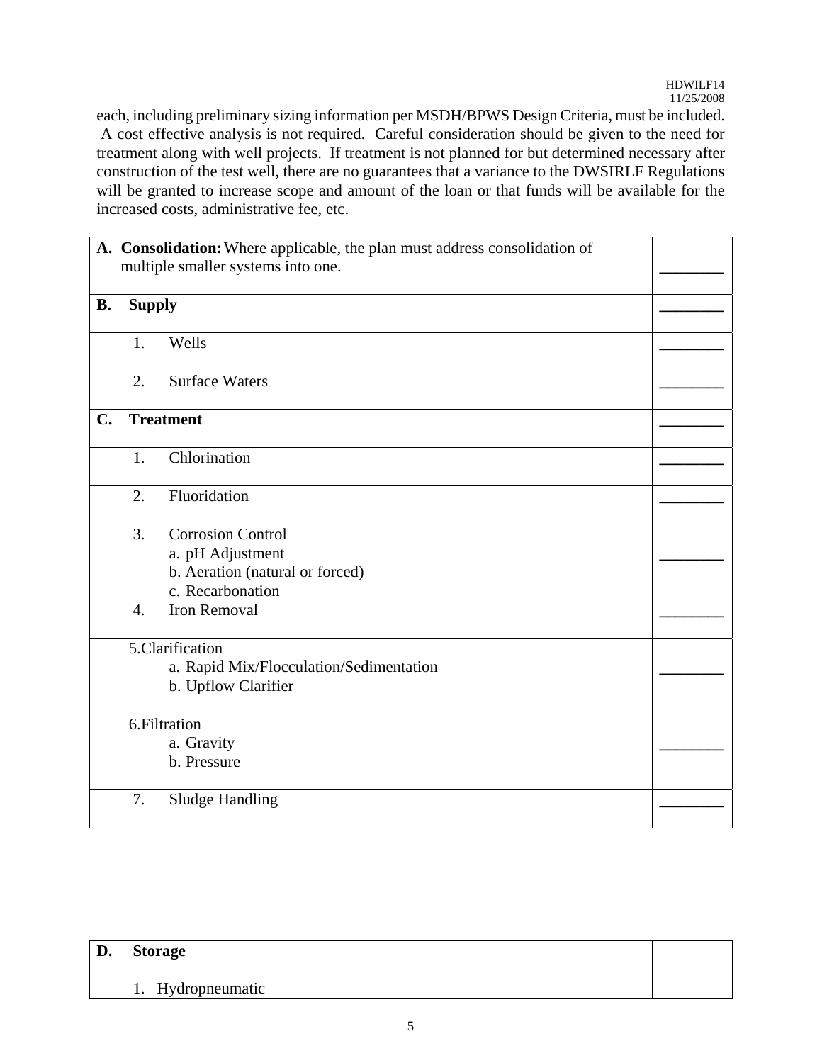each, including preliminary sizing information per MSDH/BPWS Design Criteria, must be included. A cost effective analysis is not required. Careful consideration should be given to the need for treatment along with well projects. If treatment is not planned for but determined necessary after construction of the test well, there are no guarantees that a variance to the DWSIRLF Regulations will be granted to increase scope and amount of the loan or that funds will be available for the increased costs, administrative fee, etc.

| | |
|---|---|
| **A. Consolidation:** Where applicable, the plan must address consolidation of multiple smaller systems into one. | ________ |
| **B. Supply** | ________ |
| 1. Wells | ________ |
| 2. Surface Waters | ________ |
| **C. Treatment** | ________ |
| 1. Chlorination | ________ |
| 2. Fluoridation | ________ |
| 3. Corrosion Control<br>a. pH Adjustment<br>b. Aeration (natural or forced)<br>c. Recarbonation | ________ |
| 4. Iron Removal | ________ |
| 5. Clarification<br>a. Rapid Mix/Flocculation/Sedimentation<br>b. Upflow Clarifier | ________ |
| 6. Filtration<br>a. Gravity<br>b. Pressure | ________ |
| 7. Sludge Handling | ________ |

| | |
|---|---|
| **D. Storage**<br><br>1. Hydropneumatic | |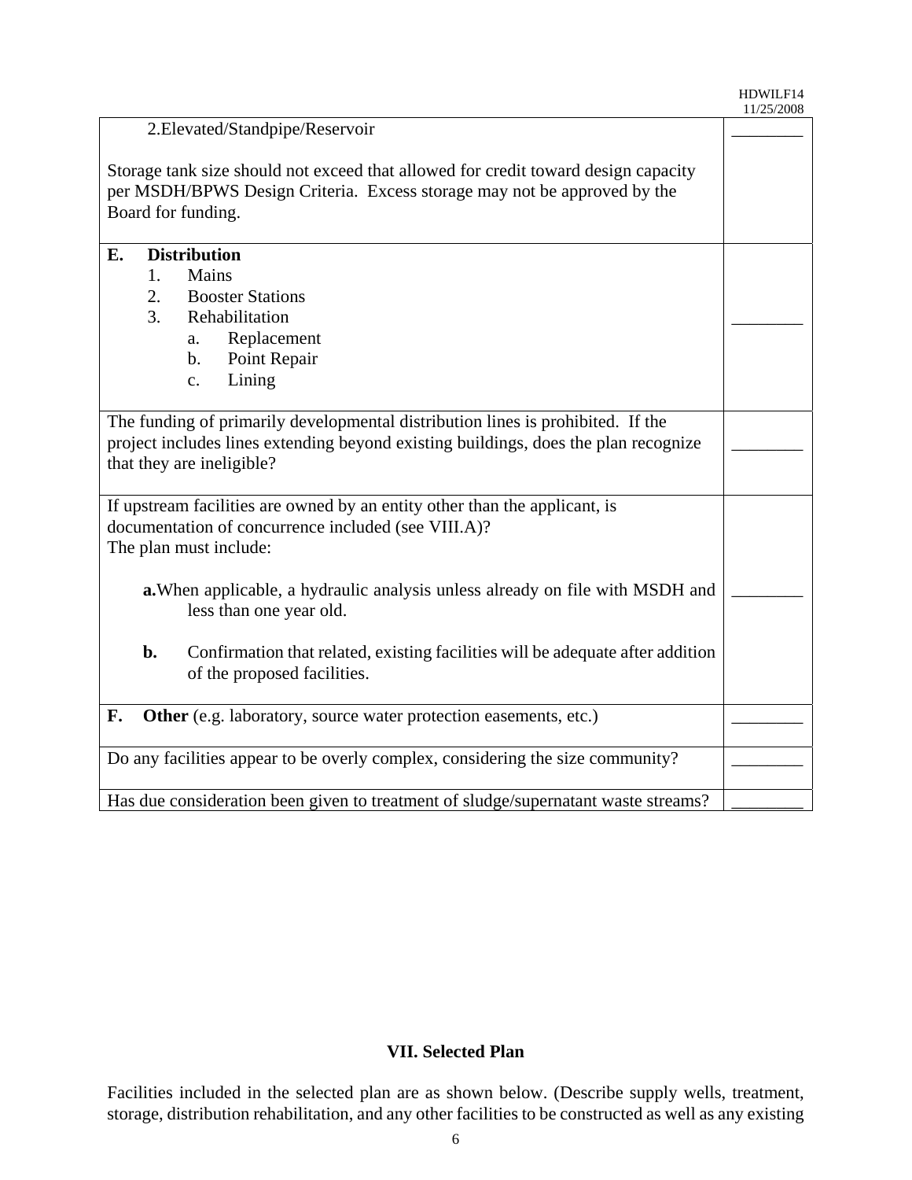| | |
|---|---|
| 2.Elevated/Standpipe/Reservoir<br><br>Storage tank size should not exceed that allowed for credit toward design capacity per MSDH/BPWS Design Criteria. Excess storage may not be approved by the Board for funding. | ________ |
| **E. Distribution**<br>1. Mains<br>2. Booster Stations<br>3. Rehabilitation<br>a. Replacement<br>b. Point Repair<br>c. Lining | ________ |
| The funding of primarily developmental distribution lines is prohibited. If the project includes lines extending beyond existing buildings, does the plan recognize that they are ineligible? | ________ |
| If upstream facilities are owned by an entity other than the applicant, is documentation of concurrence included (see VIII.A)?<br>The plan must include:<br><br>**a.** When applicable, a hydraulic analysis unless already on file with MSDH and less than one year old.<br><br>**b.** Confirmation that related, existing facilities will be adequate after addition of the proposed facilities. | ________ |
| **F. Other** (e.g. laboratory, source water protection easements, etc.) | ________ |
| Do any facilities appear to be overly complex, considering the size community? | ________ |
| Has due consideration been given to treatment of sludge/supernatant waste streams? | ________ |

## VII. Selected Plan

Facilities included in the selected plan are as shown below. (Describe supply wells, treatment, storage, distribution rehabilitation, and any other facilities to be constructed as well as any existing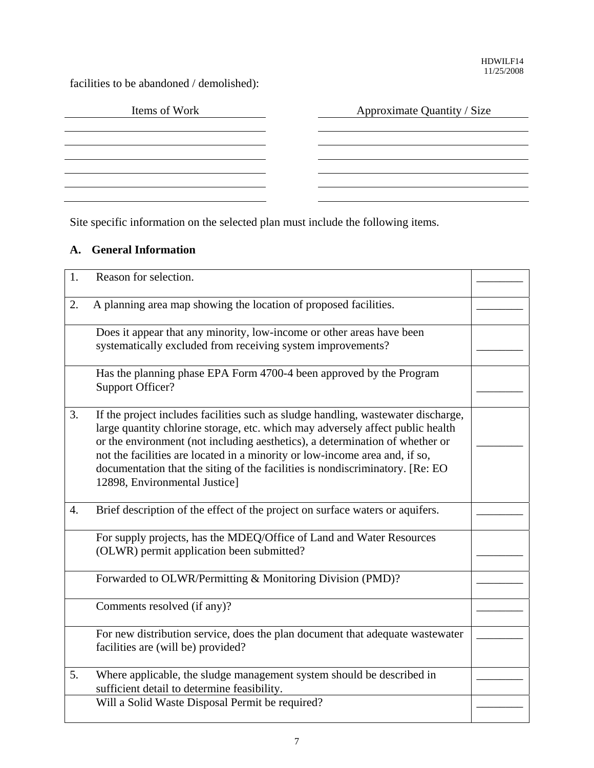facilities to be abandoned / demolished):

| Items of Work | Approximate Quantity / Size |
|---|---|
| | |
| | |
| | |
| | |
| | |
| | |

Site specific information on the selected plan must include the following items.

## A. General Information

| | | |
|---|---|---|
| 1. | Reason for selection. | ________ |
| 2. | A planning area map showing the location of proposed facilities. | ________ |
| | Does it appear that any minority, low-income or other areas have been systematically excluded from receiving system improvements? | ________ |
| | Has the planning phase EPA Form 4700-4 been approved by the Program Support Officer? | ________ |
| 3. | If the project includes facilities such as sludge handling, wastewater discharge, large quantity chlorine storage, etc. which may adversely affect public health or the environment (not including aesthetics), a determination of whether or not the facilities are located in a minority or low-income area and, if so, documentation that the siting of the facilities is nondiscriminatory. [Re: EO 12898, Environmental Justice] | ________ |
| 4. | Brief description of the effect of the project on surface waters or aquifers. | ________ |
| | For supply projects, has the MDEQ/Office of Land and Water Resources (OLWR) permit application been submitted? | ________ |
| | Forwarded to OLWR/Permitting & Monitoring Division (PMD)? | ________ |
| | Comments resolved (if any)? | ________ |
| | For new distribution service, does the plan document that adequate wastewater facilities are (will be) provided? | ________ |
| 5. | Where applicable, the sludge management system should be described in sufficient detail to determine feasibility. | ________ |
| | Will a Solid Waste Disposal Permit be required? | ________ |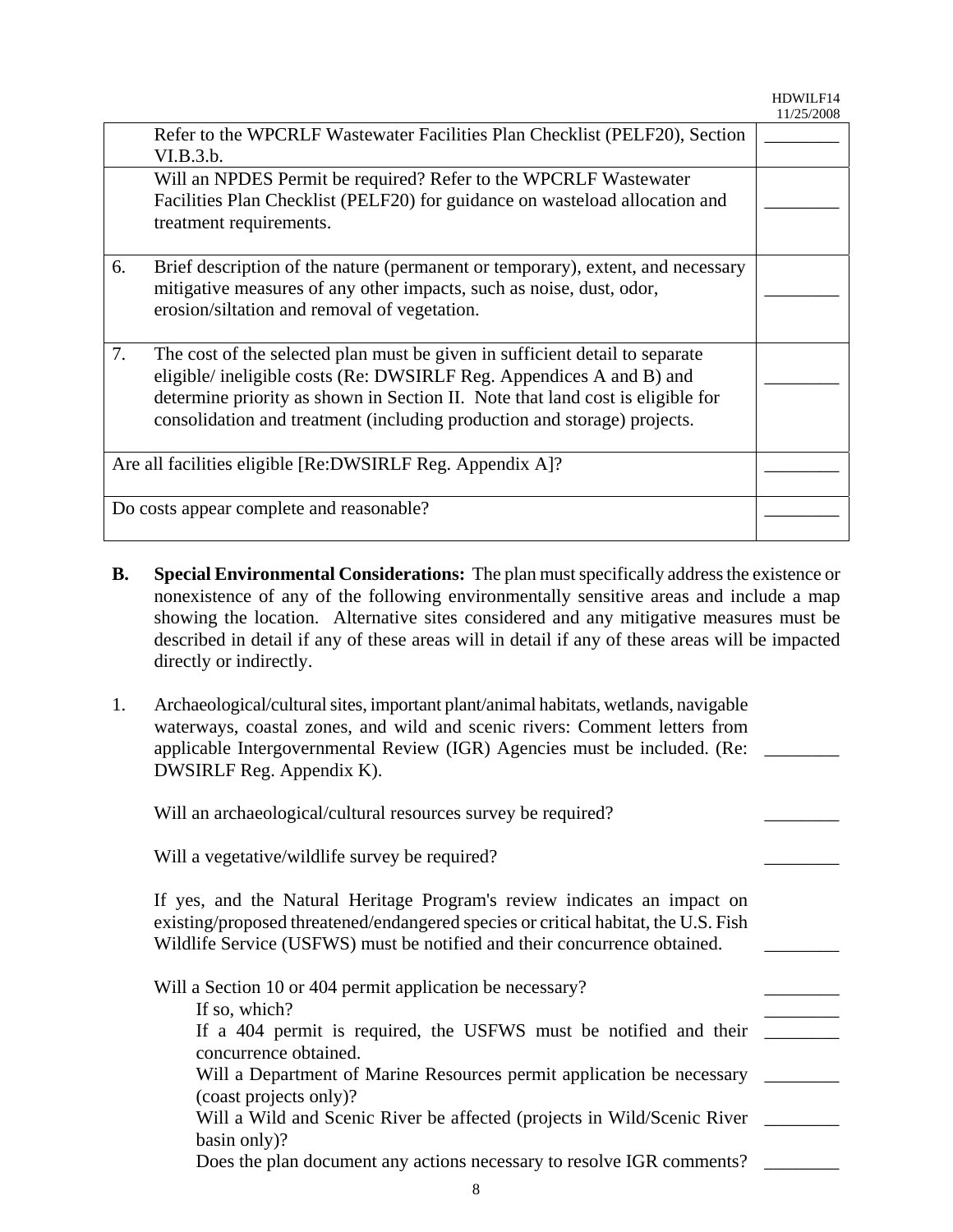| | |
|---|---|
| Refer to the WPCRLF Wastewater Facilities Plan Checklist (PELF20), Section VI.B.3.b. | ________ |
| Will an NPDES Permit be required? Refer to the WPCRLF Wastewater Facilities Plan Checklist (PELF20) for guidance on wasteload allocation and treatment requirements. | ________ |
| 6. Brief description of the nature (permanent or temporary), extent, and necessary mitigative measures of any other impacts, such as noise, dust, odor, erosion/siltation and removal of vegetation. | ________ |
| 7. The cost of the selected plan must be given in sufficient detail to separate eligible/ ineligible costs (Re: DWSIRLF Reg. Appendices A and B) and determine priority as shown in Section II. Note that land cost is eligible for consolidation and treatment (including production and storage) projects. | ________ |
| Are all facilities eligible [Re:DWSIRLF Reg. Appendix A]? | ________ |
| Do costs appear complete and reasonable? | ________ |

**B. Special Environmental Considerations:** The plan must specifically address the existence or nonexistence of any of the following environmentally sensitive areas and include a map showing the location. Alternative sites considered and any mitigative measures must be described in detail if any of these areas will in detail if any of these areas will be impacted directly or indirectly.

1. Archaeological/cultural sites, important plant/animal habitats, wetlands, navigable waterways, coastal zones, and wild and scenic rivers: Comment letters from applicable Intergovernmental Review (IGR) Agencies must be included. (Re: DWSIRLF Reg. Appendix K). ________

   Will an archaeological/cultural resources survey be required? ________

   Will a vegetative/wildlife survey be required? ________

   If yes, and the Natural Heritage Program's review indicates an impact on existing/proposed threatened/endangered species or critical habitat, the U.S. Fish Wildlife Service (USFWS) must be notified and their concurrence obtained. ________

   Will a Section 10 or 404 permit application be necessary? ________
   - If so, which? ________
   - If a 404 permit is required, the USFWS must be notified and their concurrence obtained. ________
   - Will a Department of Marine Resources permit application be necessary (coast projects only)? ________
   - Will a Wild and Scenic River be affected (projects in Wild/Scenic River basin only)? ________
   - Does the plan document any actions necessary to resolve IGR comments? ________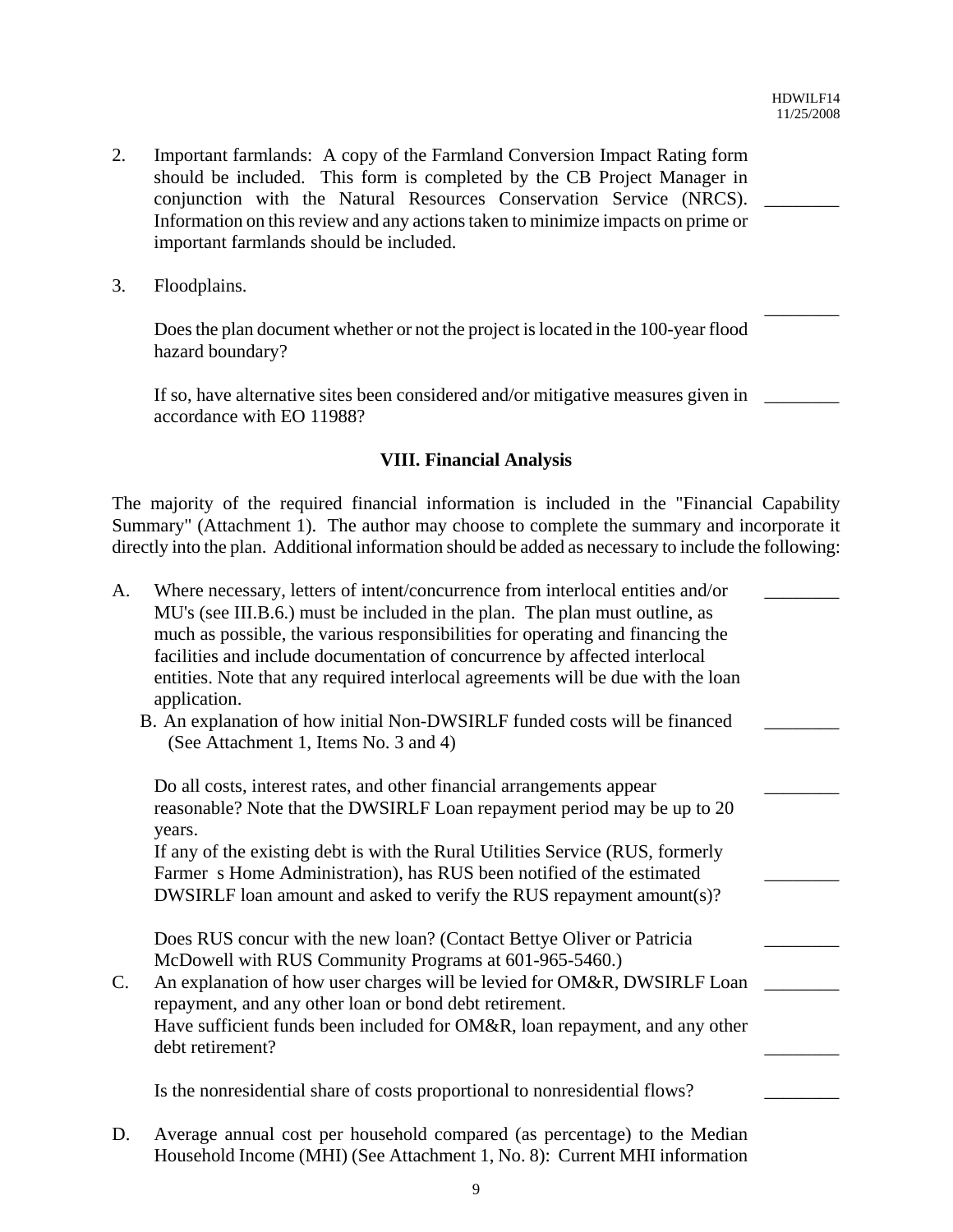2. Important farmlands: A copy of the Farmland Conversion Impact Rating form should be included. This form is completed by the CB Project Manager in conjunction with the Natural Resources Conservation Service (NRCS). Information on this review and any actions taken to minimize impacts on prime or important farmlands should be included. \_\_\_\_\_\_\_\_

3. Floodplains.

   Does the plan document whether or not the project is located in the 100-year flood hazard boundary? \_\_\_\_\_\_\_\_

   If so, have alternative sites been considered and/or mitigative measures given in accordance with EO 11988? \_\_\_\_\_\_\_\_

## VIII. Financial Analysis

The majority of the required financial information is included in the "Financial Capability Summary" (Attachment 1). The author may choose to complete the summary and incorporate it directly into the plan. Additional information should be added as necessary to include the following:

A. Where necessary, letters of intent/concurrence from interlocal entities and/or MU's (see III.B.6.) must be included in the plan. The plan must outline, as much as possible, the various responsibilities for operating and financing the facilities and include documentation of concurrence by affected interlocal entities. Note that any required interlocal agreements will be due with the loan application. \_\_\_\_\_\_\_\_

B. An explanation of how initial Non-DWSIRLF funded costs will be financed (See Attachment 1, Items No. 3 and 4) \_\_\_\_\_\_\_\_

   Do all costs, interest rates, and other financial arrangements appear reasonable? Note that the DWSIRLF Loan repayment period may be up to 20 years. \_\_\_\_\_\_\_\_

   If any of the existing debt is with the Rural Utilities Service (RUS, formerly Farmer s Home Administration), has RUS been notified of the estimated DWSIRLF loan amount and asked to verify the RUS repayment amount(s)? \_\_\_\_\_\_\_\_

   Does RUS concur with the new loan? (Contact Bettye Oliver or Patricia McDowell with RUS Community Programs at 601-965-5460.) \_\_\_\_\_\_\_\_

C. An explanation of how user charges will be levied for OM&R, DWSIRLF Loan repayment, and any other loan or bond debt retirement. \_\_\_\_\_\_\_\_

   Have sufficient funds been included for OM&R, loan repayment, and any other debt retirement? \_\_\_\_\_\_\_\_

   Is the nonresidential share of costs proportional to nonresidential flows? \_\_\_\_\_\_\_\_

D. Average annual cost per household compared (as percentage) to the Median Household Income (MHI) (See Attachment 1, No. 8): Current MHI information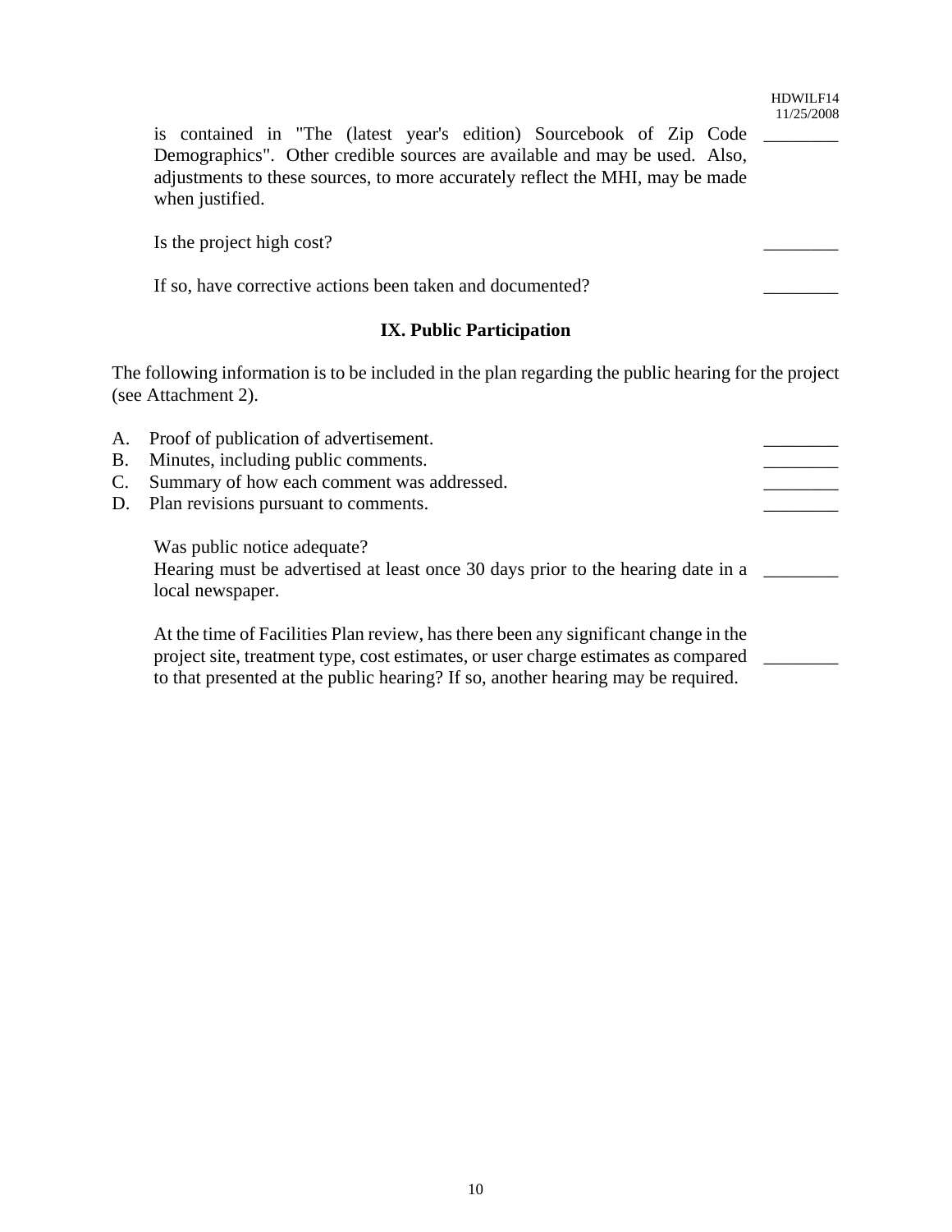is contained in "The (latest year's edition) Sourcebook of Zip Code Demographics". Other credible sources are available and may be used. Also, adjustments to these sources, to more accurately reflect the MHI, may be made when justified. ________

Is the project high cost? ________

If so, have corrective actions been taken and documented? ________

## IX. Public Participation

The following information is to be included in the plan regarding the public hearing for the project (see Attachment 2).

A. Proof of publication of advertisement. ________
B. Minutes, including public comments. ________
C. Summary of how each comment was addressed. ________
D. Plan revisions pursuant to comments. ________

Was public notice adequate?
Hearing must be advertised at least once 30 days prior to the hearing date in a local newspaper. ________

At the time of Facilities Plan review, has there been any significant change in the project site, treatment type, cost estimates, or user charge estimates as compared to that presented at the public hearing? If so, another hearing may be required. ________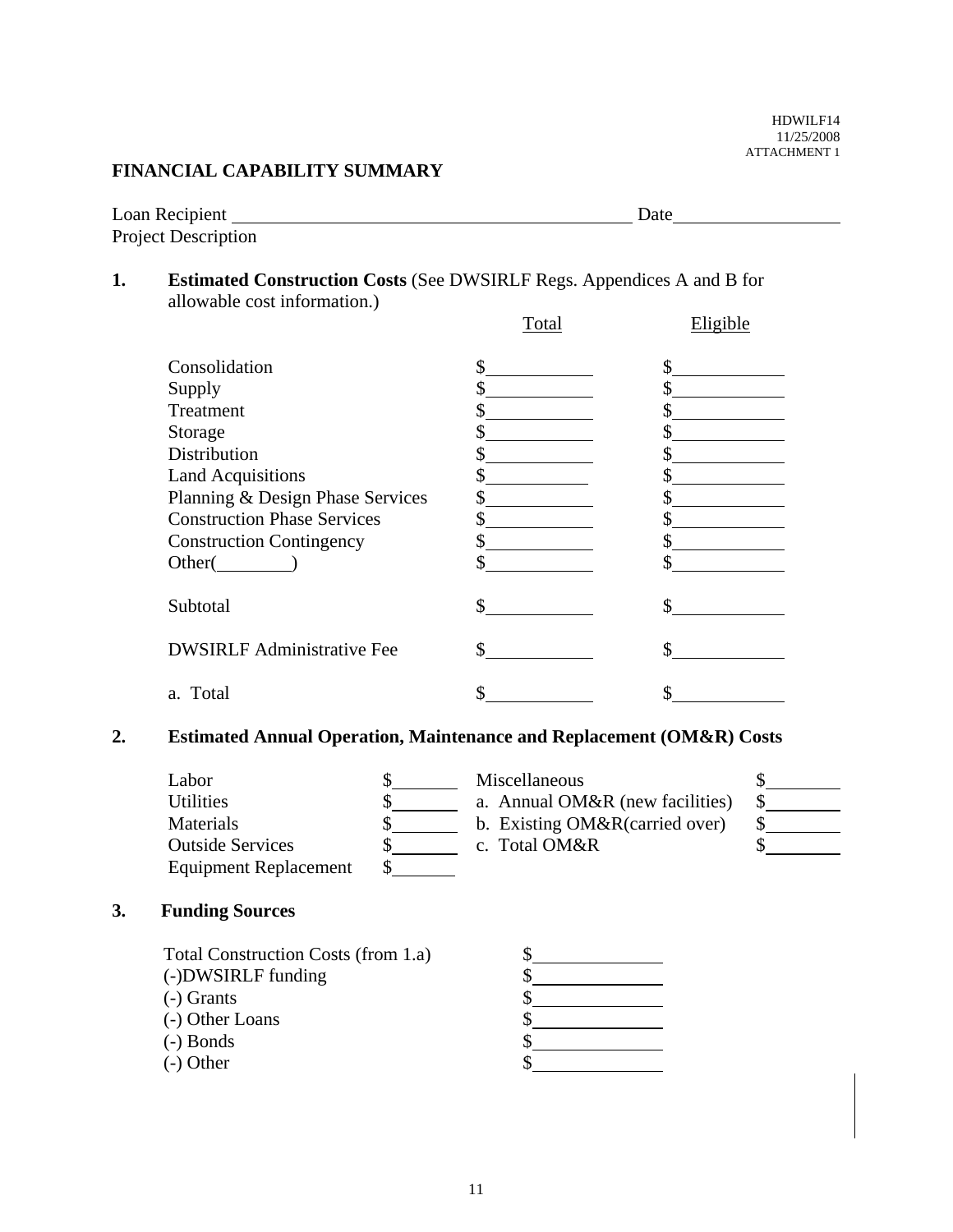HDWILF14
11/25/2008
ATTACHMENT 1

## FINANCIAL CAPABILITY SUMMARY

Loan Recipient ____________________________________________ Date __________________
Project Description

**1. Estimated Construction Costs** (See DWSIRLF Regs. Appendices A and B for allowable cost information.)

| | Total | Eligible |
|---|---|---|
| Consolidation | $ ___________ | $ ___________ |
| Supply | $ ___________ | $ ___________ |
| Treatment | $ ___________ | $ ___________ |
| Storage | $ ___________ | $ ___________ |
| Distribution | $ ___________ | $ ___________ |
| Land Acquisitions | $ ___________ | $ ___________ |
| Planning & Design Phase Services | $ ___________ | $ ___________ |
| Construction Phase Services | $ ___________ | $ ___________ |
| Construction Contingency | $ ___________ | $ ___________ |
| Other(________) | $ ___________ | $ ___________ |
| Subtotal | $ ___________ | $ ___________ |
| DWSIRLF Administrative Fee | $ ___________ | $ ___________ |
| a. Total | $ ___________ | $ ___________ |

**2. Estimated Annual Operation, Maintenance and Replacement (OM&R) Costs**

| | | | |
|---|---|---|---|
| Labor | $ _______ | Miscellaneous | $ ________ |
| Utilities | $ _______ | a. Annual OM&R (new facilities) | $ ________ |
| Materials | $ _______ | b. Existing OM&R(carried over) | $ ________ |
| Outside Services | $ _______ | c. Total OM&R | $ ________ |
| Equipment Replacement | $ _______ | | |

**3. Funding Sources**

| | |
|---|---|
| Total Construction Costs (from 1.a) | $ _____________ |
| (-)DWSIRLF funding | $ _____________ |
| (-) Grants | $ _____________ |
| (-) Other Loans | $ _____________ |
| (-) Bonds | $ _____________ |
| (-) Other | $ _____________ |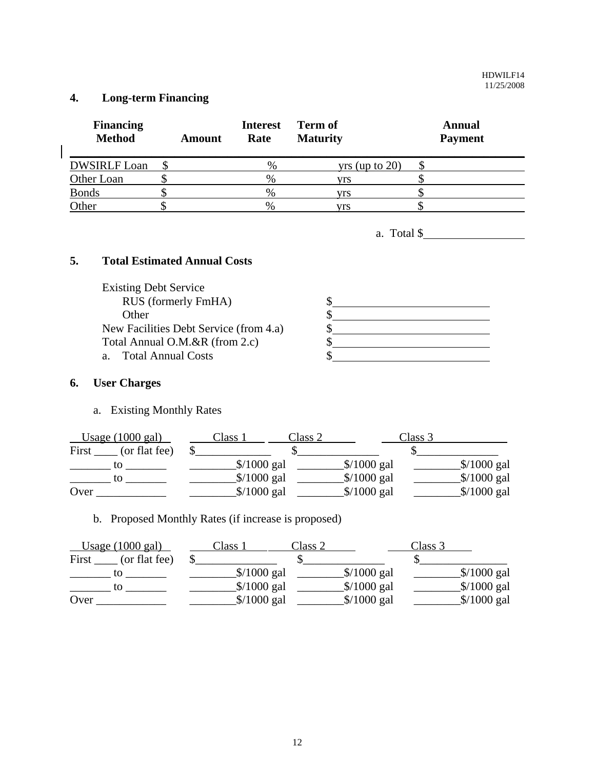## 4. Long-term Financing

| Financing Method | Amount | Interest Rate | Term of Maturity | Annual Payment |
|---|---|---|---|---|
| DWSIRLF Loan | $ | % | yrs (up to 20) | $ |
| Other Loan | $ | % | yrs | $ |
| Bonds | $ | % | yrs | $ |
| Other | $ | % | yrs | $ |

a. Total $__________________

## 5. Total Estimated Annual Costs

| | |
|---|---|
| Existing Debt Service | |
| RUS (formerly FmHA) | $ |
| Other | $ |
| New Facilities Debt Service (from 4.a) | $ |
| Total Annual O.M.&R (from 2.c) | $ |
| a. Total Annual Costs | $ |

## 6. User Charges

a. Existing Monthly Rates

| Usage (1000 gal) | Class 1 | Class 2 | Class 3 |
|---|---|---|---|
| First ____ (or flat fee) | $_____________ | $______________ | $______________ |
| _______ to _______ | ________$/1000 gal | ________$/1000 gal | ________$/1000 gal |
| _______ to _______ | ________$/1000 gal | ________$/1000 gal | ________$/1000 gal |
| Over ____________ | ________$/1000 gal | ________$/1000 gal | ________$/1000 gal |

b. Proposed Monthly Rates (if increase is proposed)

| Usage (1000 gal) | Class 1 | Class 2 | Class 3 |
|---|---|---|---|
| First ____ (or flat fee) | $_____________ | $______________ | $_______________ |
| _______ to _______ | ________$/1000 gal | ________$/1000 gal | ________$/1000 gal |
| _______ to _______ | ________$/1000 gal | ________$/1000 gal | ________$/1000 gal |
| Over ____________ | ________$/1000 gal | ________$/1000 gal | ________$/1000 gal |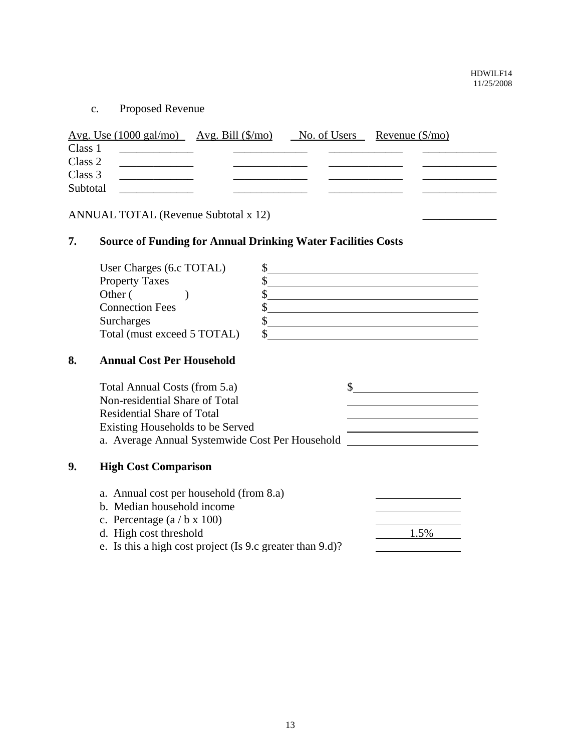c. Proposed Revenue

| | Avg. Use (1000 gal/mo) | Avg. Bill ($/mo) | No. of Users | Revenue ($/mo) |
|---|---|---|---|---|
| Class 1 | ____________ | ____________ | ____________ | ____________ |
| Class 2 | ____________ | ____________ | ____________ | ____________ |
| Class 3 | ____________ | ____________ | ____________ | ____________ |
| Subtotal | ____________ | ____________ | ____________ | ____________ |

ANNUAL TOTAL (Revenue Subtotal x 12) ____________

## 7. Source of Funding for Annual Drinking Water Facilities Costs

| | |
|---|---|
| User Charges (6.c TOTAL) | $____________ |
| Property Taxes | $____________ |
| Other (            ) | $____________ |
| Connection Fees | $____________ |
| Surcharges | $____________ |
| Total (must exceed 5 TOTAL) | $____________ |

## 8. Annual Cost Per Household

| | |
|---|---|
| Total Annual Costs (from 5.a) | $____________ |
| Non-residential Share of Total | ____________ |
| Residential Share of Total | ____________ |
| Existing Households to be Served | ____________ |
| a. Average Annual Systemwide Cost Per Household | ____________ |

## 9. High Cost Comparison

| | |
|---|---|
| a. Annual cost per household (from 8.a) | ____________ |
| b. Median household income | ____________ |
| c. Percentage (a / b x 100) | ____________ |
| d. High cost threshold | 1.5% |
| e. Is this a high cost project (Is 9.c greater than 9.d)? | ____________ |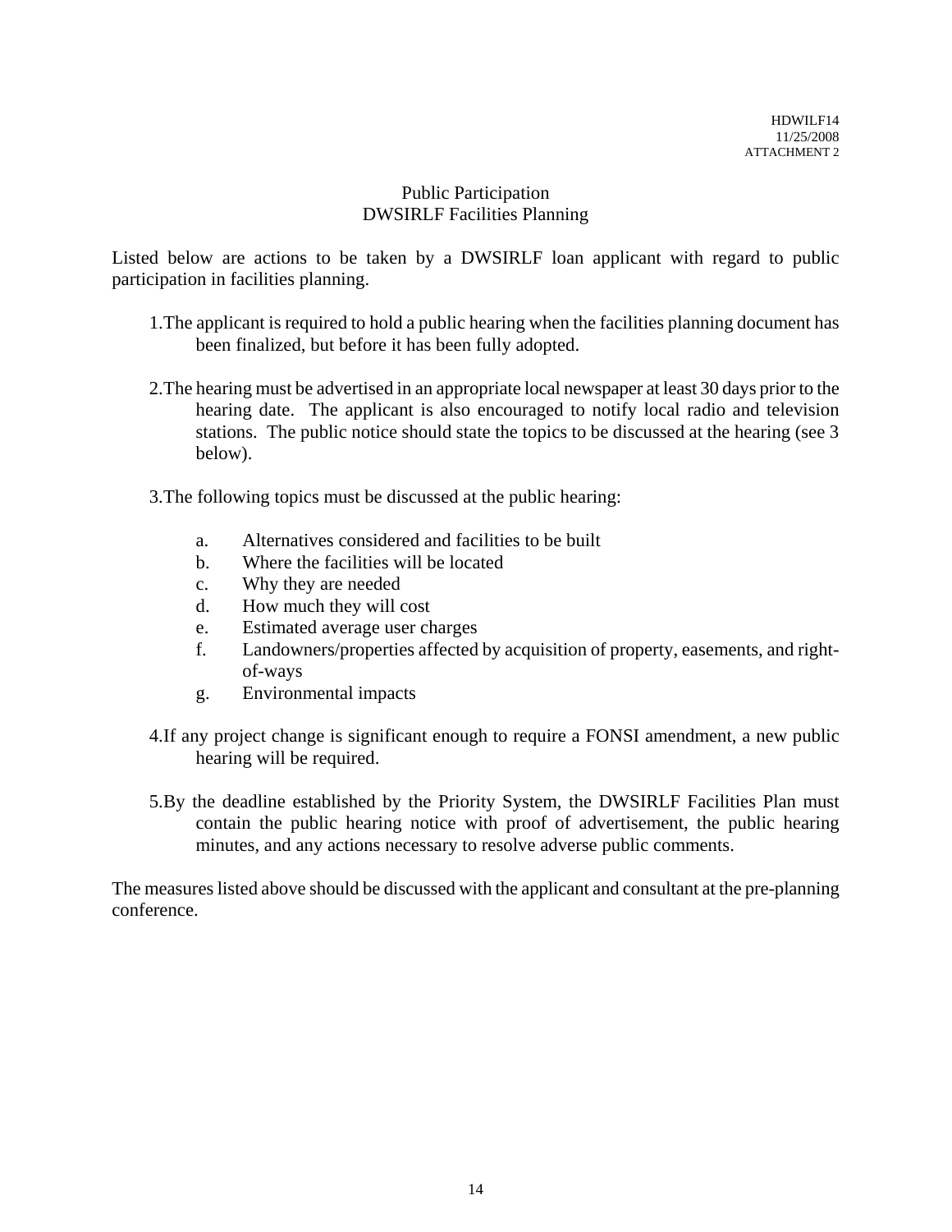HDWILF14
11/25/2008
ATTACHMENT 2

# Public Participation
## DWSIRLF Facilities Planning

Listed below are actions to be taken by a DWSIRLF loan applicant with regard to public participation in facilities planning.

1. The applicant is required to hold a public hearing when the facilities planning document has been finalized, but before it has been fully adopted.

2. The hearing must be advertised in an appropriate local newspaper at least 30 days prior to the hearing date. The applicant is also encouraged to notify local radio and television stations. The public notice should state the topics to be discussed at the hearing (see 3 below).

3. The following topics must be discussed at the public hearing:

   a. Alternatives considered and facilities to be built
   b. Where the facilities will be located
   c. Why they are needed
   d. How much they will cost
   e. Estimated average user charges
   f. Landowners/properties affected by acquisition of property, easements, and right-of-ways
   g. Environmental impacts

4. If any project change is significant enough to require a FONSI amendment, a new public hearing will be required.

5. By the deadline established by the Priority System, the DWSIRLF Facilities Plan must contain the public hearing notice with proof of advertisement, the public hearing minutes, and any actions necessary to resolve adverse public comments.

The measures listed above should be discussed with the applicant and consultant at the pre-planning conference.